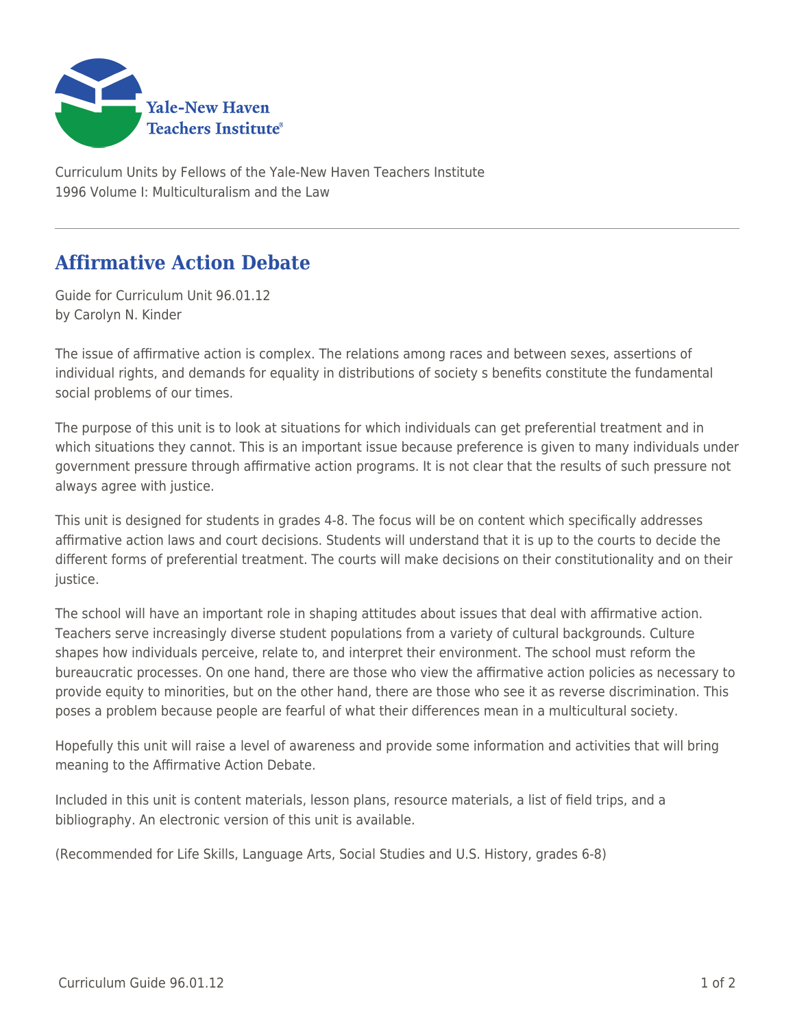Curriculum Units by Fellows of the Yale-New Haven Teachers Institute
1996 Volume I: Multiculturalism and the Law

# Affirmative Action Debate

Guide for Curriculum Unit 96.01.12
by Carolyn N. Kinder

The issue of affirmative action is complex. The relations among races and between sexes, assertions of individual rights, and demands for equality in distributions of society s benefits constitute the fundamental social problems of our times.

The purpose of this unit is to look at situations for which individuals can get preferential treatment and in which situations they cannot. This is an important issue because preference is given to many individuals under government pressure through affirmative action programs. It is not clear that the results of such pressure not always agree with justice.

This unit is designed for students in grades 4-8. The focus will be on content which specifically addresses affirmative action laws and court decisions. Students will understand that it is up to the courts to decide the different forms of preferential treatment. The courts will make decisions on their constitutionality and on their justice.

The school will have an important role in shaping attitudes about issues that deal with affirmative action. Teachers serve increasingly diverse student populations from a variety of cultural backgrounds. Culture shapes how individuals perceive, relate to, and interpret their environment. The school must reform the bureaucratic processes. On one hand, there are those who view the affirmative action policies as necessary to provide equity to minorities, but on the other hand, there are those who see it as reverse discrimination. This poses a problem because people are fearful of what their differences mean in a multicultural society.

Hopefully this unit will raise a level of awareness and provide some information and activities that will bring meaning to the Affirmative Action Debate.

Included in this unit is content materials, lesson plans, resource materials, a list of field trips, and a bibliography. An electronic version of this unit is available.

(Recommended for Life Skills, Language Arts, Social Studies and U.S. History, grades 6-8)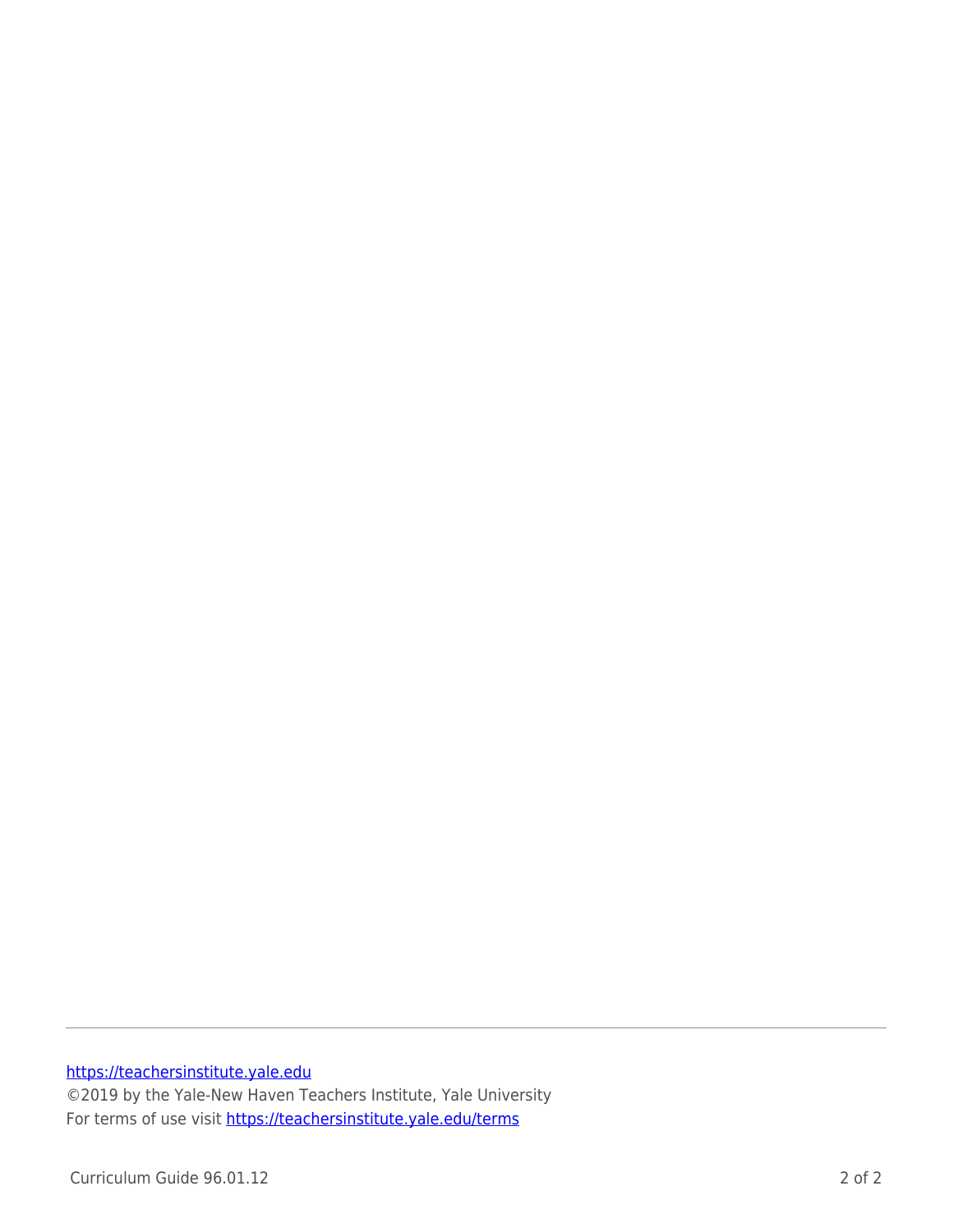https://teachersinstitute.yale.edu

©2019 by the Yale-New Haven Teachers Institute, Yale University

For terms of use visit https://teachersinstitute.yale.edu/terms